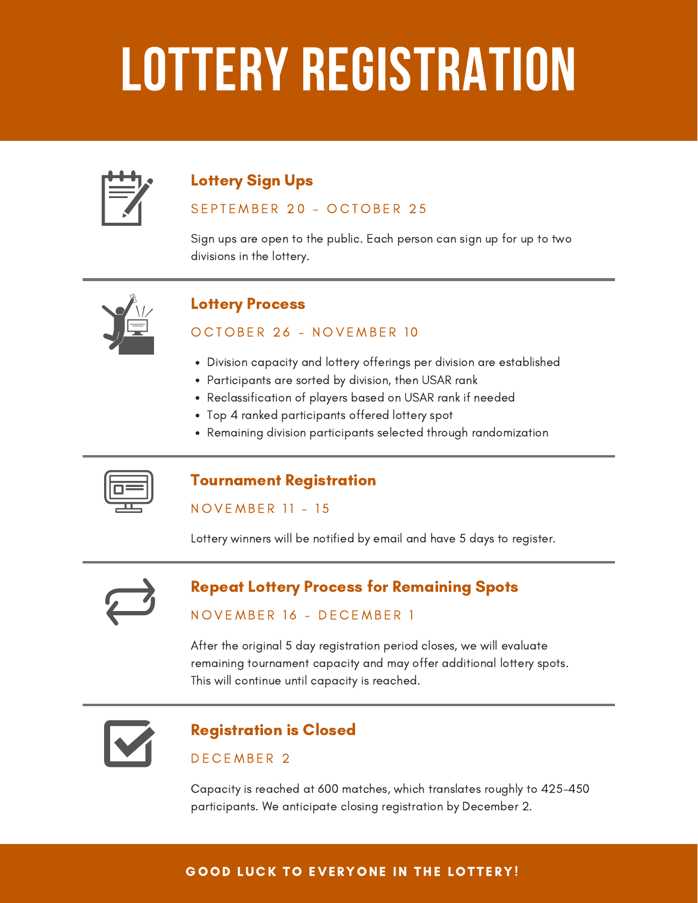# LOTTERY REGISTRATION

## Lottery Sign Ups

SEPTEMBER 20 - OCTOBER 25

Sign ups are open to the public. Each person can sign up for up to two divisions in the lottery.

---

## Lottery Process

OCTOBER 26 - NOVEMBER 10

- Division capacity and lottery offerings per division are established
- Participants are sorted by division, then USAR rank
- Reclassification of players based on USAR rank if needed
- Top 4 ranked participants offered lottery spot
- Remaining division participants selected through randomization

---

## Tournament Registration

NOVEMBER 11 - 15

Lottery winners will be notified by email and have 5 days to register.

---

## Repeat Lottery Process for Remaining Spots

NOVEMBER 16 - DECEMBER 1

After the original 5 day registration period closes, we will evaluate remaining tournament capacity and may offer additional lottery spots. This will continue until capacity is reached.

---

## Registration is Closed

DECEMBER 2

Capacity is reached at 600 matches, which translates roughly to 425-450 participants. We anticipate closing registration by December 2.

**GOOD LUCK TO EVERYONE IN THE LOTTERY!**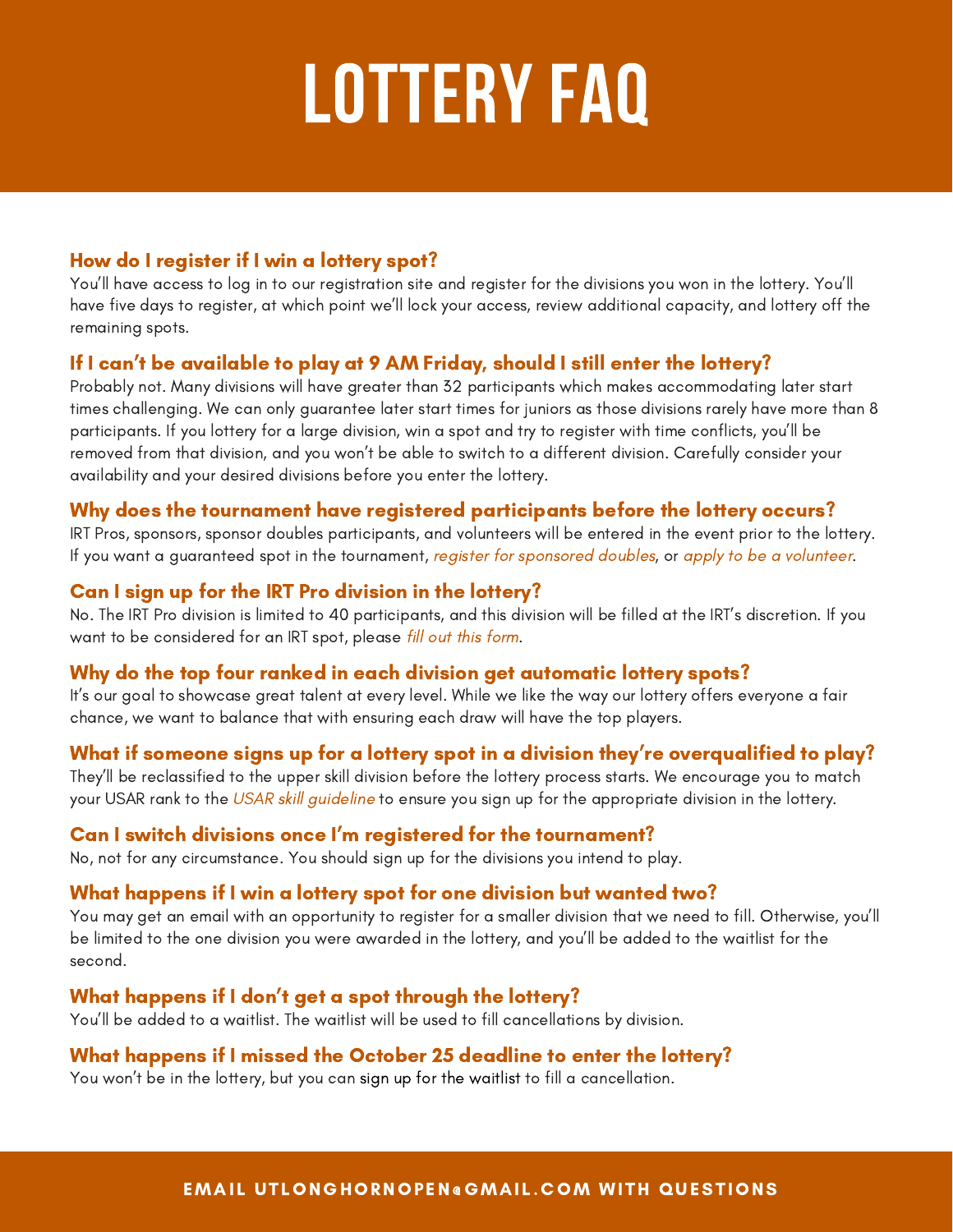# LOTTERY FAQ

### How do I register if I win a lottery spot?

You'll have access to log in to our registration site and register for the divisions you won in the lottery. You'll have five days to register, at which point we'll lock your access, review additional capacity, and lottery off the remaining spots.

### If I can't be available to play at 9 AM Friday, should I still enter the lottery?

Probably not. Many divisions will have greater than 32 participants which makes accommodating later start times challenging. We can only guarantee later start times for juniors as those divisions rarely have more than 8 participants. If you lottery for a large division, win a spot and try to register with time conflicts, you'll be removed from that division, and you won't be able to switch to a different division. Carefully consider your availability and your desired divisions before you enter the lottery.

### Why does the tournament have registered participants before the lottery occurs?

IRT Pros, sponsors, sponsor doubles participants, and volunteers will be entered in the event prior to the lottery. If you want a guaranteed spot in the tournament, *register for sponsored doubles*, or *apply to be a volunteer*.

### Can I sign up for the IRT Pro division in the lottery?

No. The IRT Pro division is limited to 40 participants, and this division will be filled at the IRT's discretion. If you want to be considered for an IRT spot, please *fill out this form*.

### Why do the top four ranked in each division get automatic lottery spots?

It's our goal to showcase great talent at every level. While we like the way our lottery offers everyone a fair chance, we want to balance that with ensuring each draw will have the top players.

### What if someone signs up for a lottery spot in a division they're overqualified to play?

They'll be reclassified to the upper skill division before the lottery process starts. We encourage you to match your USAR rank to the *USAR skill guideline* to ensure you sign up for the appropriate division in the lottery.

### Can I switch divisions once I'm registered for the tournament?

No, not for any circumstance. You should sign up for the divisions you intend to play.

### What happens if I win a lottery spot for one division but wanted two?

You may get an email with an opportunity to register for a smaller division that we need to fill. Otherwise, you'll be limited to the one division you were awarded in the lottery, and you'll be added to the waitlist for the second.

### What happens if I don't get a spot through the lottery?

You'll be added to a waitlist. The waitlist will be used to fill cancellations by division.

### What happens if I missed the October 25 deadline to enter the lottery?

You won't be in the lottery, but you can sign up for the waitlist to fill a cancellation.

**EMAIL UTLONGHORNOPEN@GMAIL.COM WITH QUESTIONS**